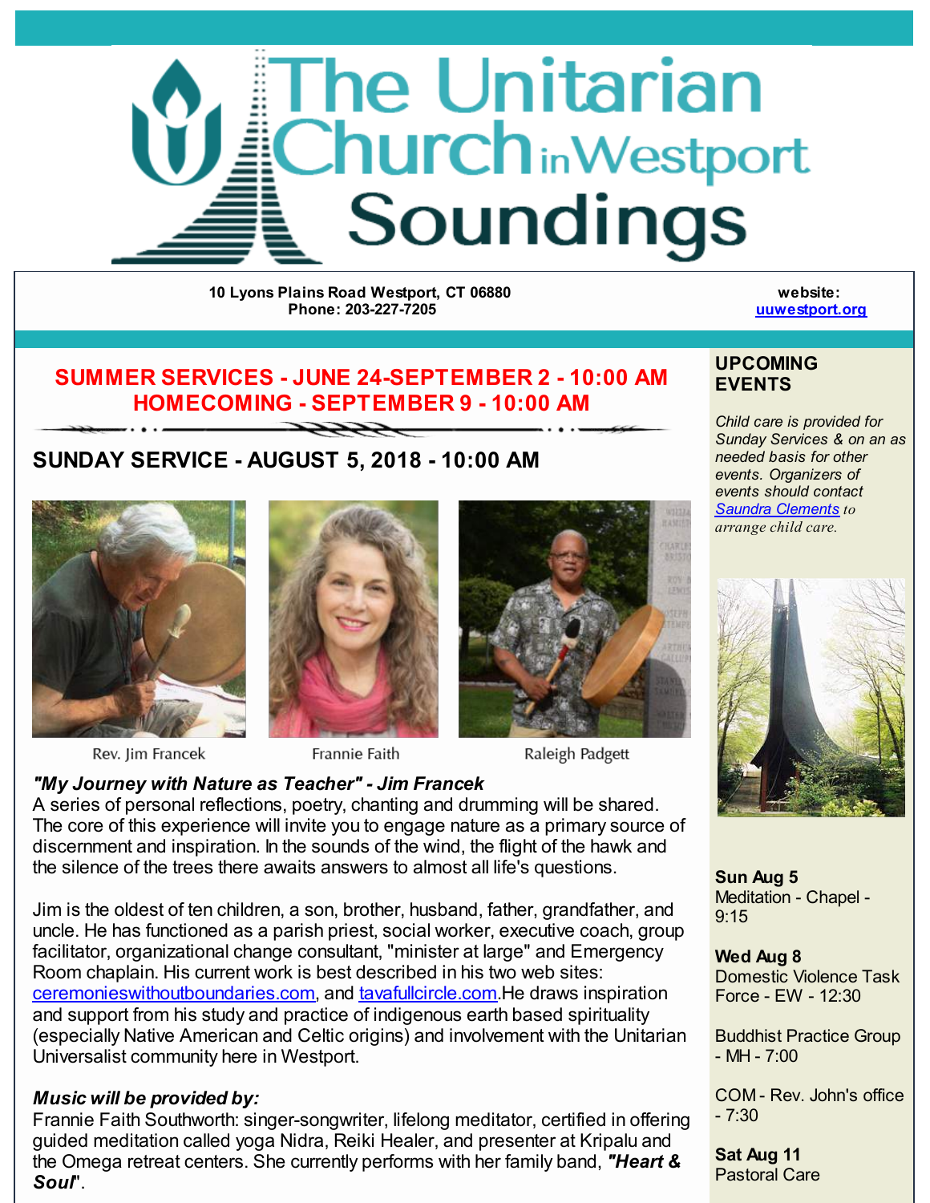# The Unitarian Church in Westport Soundings

**10 Lyons Plains Road Westport, CT 06880**
**Phone: 203-227-7205**

**website:**
**uuwestport.org**

## SUMMER SERVICES - JUNE 24-SEPTEMBER 2 - 10:00 AM
## HOMECOMING - SEPTEMBER 9 - 10:00 AM

## SUNDAY SERVICE - AUGUST 5, 2018 - 10:00 AM

Rev. Jim Francek    Frannie Faith    Raleigh Padgett

***"My Journey with Nature as Teacher" - Jim Francek***

A series of personal reflections, poetry, chanting and drumming will be shared. The core of this experience will invite you to engage nature as a primary source of discernment and inspiration. In the sounds of the wind, the flight of the hawk and the silence of the trees there awaits answers to almost all life's questions.

Jim is the oldest of ten children, a son, brother, husband, father, grandfather, and uncle. He has functioned as a parish priest, social worker, executive coach, group facilitator, organizational change consultant, "minister at large" and Emergency Room chaplain. His current work is best described in his two web sites: ceremonieswithoutboundaries.com, and tavafullcircle.com.He draws inspiration and support from his study and practice of indigenous earth based spirituality (especially Native American and Celtic origins) and involvement with the Unitarian Universalist community here in Westport.

***Music will be provided by:***

Frannie Faith Southworth: singer-songwriter, lifelong meditator, certified in offering guided meditation called yoga Nidra, Reiki Healer, and presenter at Kripalu and the Omega retreat centers. She currently performs with her family band, ***"Heart & Soul***".

## UPCOMING EVENTS

*Child care is provided for Sunday Services & on an as needed basis for other events. Organizers of events should contact Saundra Clements to arrange child care.*

**Sun Aug 5**
Meditation - Chapel - 9:15

**Wed Aug 8**
Domestic Violence Task Force - EW - 12:30

Buddhist Practice Group - MH - 7:00

COM - Rev. John's office - 7:30

**Sat Aug 11**
Pastoral Care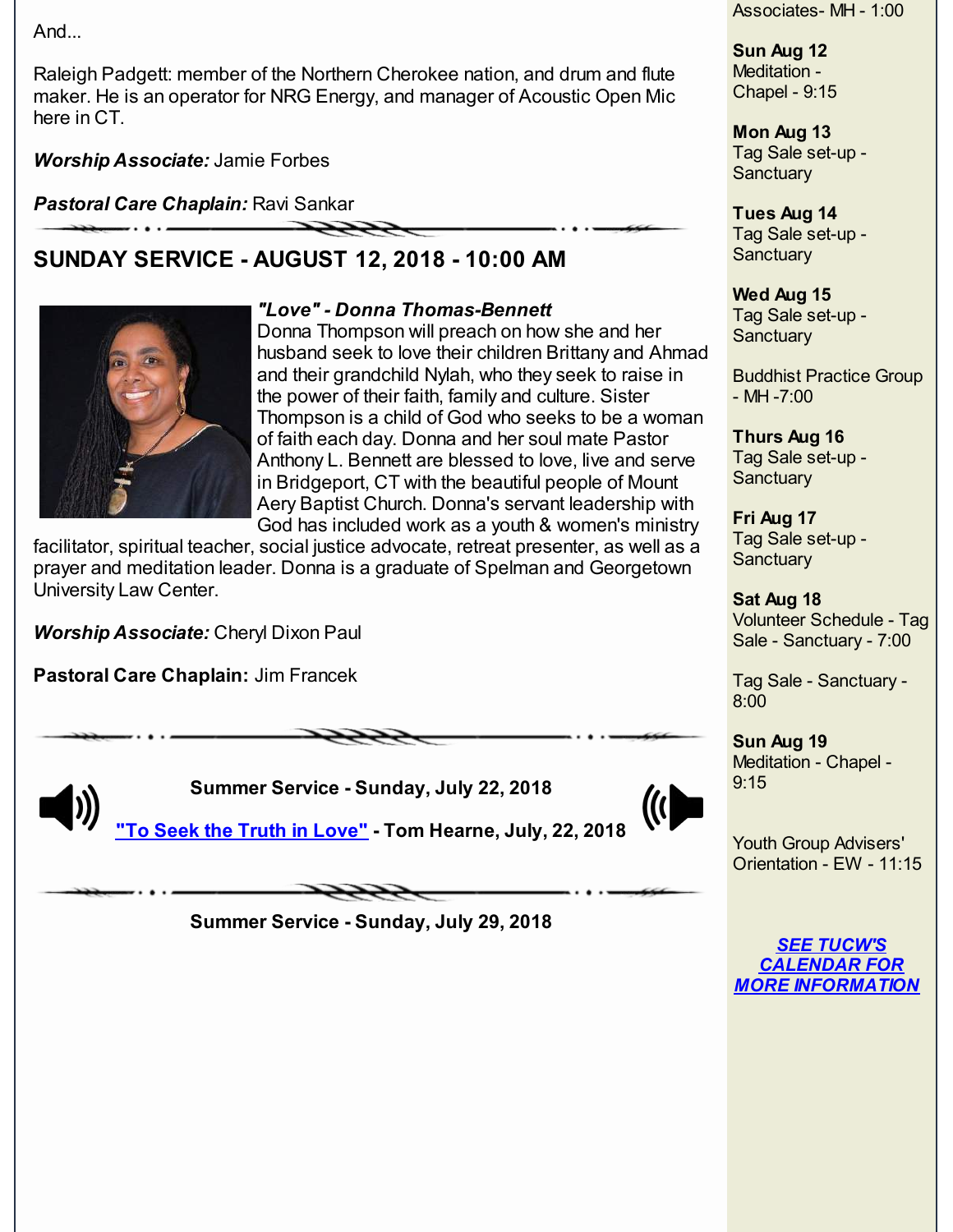And...

Raleigh Padgett: member of the Northern Cherokee nation, and drum and flute maker. He is an operator for NRG Energy, and manager of Acoustic Open Mic here in CT.

***Worship Associate:*** Jamie Forbes

***Pastoral Care Chaplain:*** Ravi Sankar

## SUNDAY SERVICE - AUGUST 12, 2018 - 10:00 AM

***"Love" - Donna Thomas-Bennett***

Donna Thompson will preach on how she and her husband seek to love their children Brittany and Ahmad and their grandchild Nylah, who they seek to raise in the power of their faith, family and culture. Sister Thompson is a child of God who seeks to be a woman of faith each day. Donna and her soul mate Pastor Anthony L. Bennett are blessed to love, live and serve in Bridgeport, CT with the beautiful people of Mount Aery Baptist Church. Donna's servant leadership with God has included work as a youth & women's ministry facilitator, spiritual teacher, social justice advocate, retreat presenter, as well as a prayer and meditation leader. Donna is a graduate of Spelman and Georgetown University Law Center.

***Worship Associate:*** Cheryl Dixon Paul

**Pastoral Care Chaplain:** Jim Francek

**Summer Service - Sunday, July 22, 2018**

**"To Seek the Truth in Love" - Tom Hearne, July, 22, 2018**

**Summer Service - Sunday, July 29, 2018**

Associates- MH - 1:00

**Sun Aug 12**
Meditation - Chapel - 9:15

**Mon Aug 13**
Tag Sale set-up - Sanctuary

**Tues Aug 14**
Tag Sale set-up - Sanctuary

**Wed Aug 15**
Tag Sale set-up - Sanctuary

Buddhist Practice Group - MH -7:00

**Thurs Aug 16**
Tag Sale set-up - Sanctuary

**Fri Aug 17**
Tag Sale set-up - Sanctuary

**Sat Aug 18**
Volunteer Schedule - Tag Sale - Sanctuary - 7:00

Tag Sale - Sanctuary - 8:00

**Sun Aug 19**
Meditation - Chapel - 9:15

Youth Group Advisers' Orientation - EW - 11:15

***SEE TUCW'S CALENDAR FOR MORE INFORMATION***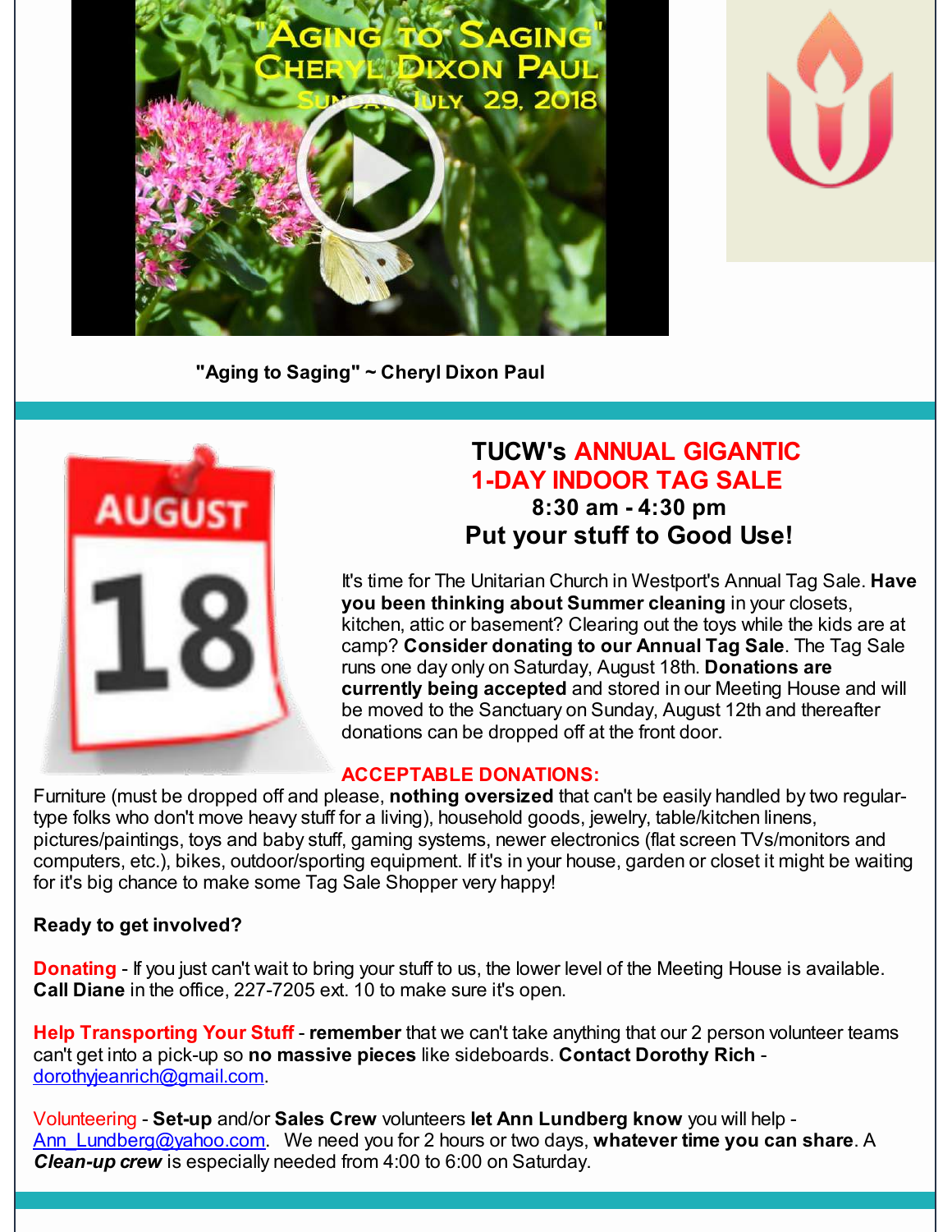"Aging to Saging" ~ Cheryl Dixon Paul

## TUCW's ANNUAL GIGANTIC 1-DAY INDOOR TAG SALE

**8:30 am - 4:30 pm**

**Put your stuff to Good Use!**

It's time for The Unitarian Church in Westport's Annual Tag Sale. **Have you been thinking about Summer cleaning** in your closets, kitchen, attic or basement? Clearing out the toys while the kids are at camp? **Consider donating to our Annual Tag Sale**. The Tag Sale runs one day only on Saturday, August 18th. **Donations are currently being accepted** and stored in our Meeting House and will be moved to the Sanctuary on Sunday, August 12th and thereafter donations can be dropped off at the front door.

**ACCEPTABLE DONATIONS:**

Furniture (must be dropped off and please, **nothing oversized** that can't be easily handled by two regular-type folks who don't move heavy stuff for a living), household goods, jewelry, table/kitchen linens, pictures/paintings, toys and baby stuff, gaming systems, newer electronics (flat screen TVs/monitors and computers, etc.), bikes, outdoor/sporting equipment. If it's in your house, garden or closet it might be waiting for it's big chance to make some Tag Sale Shopper very happy!

**Ready to get involved?**

**Donating** - If you just can't wait to bring your stuff to us, the lower level of the Meeting House is available. **Call Diane** in the office, 227-7205 ext. 10 to make sure it's open.

**Help Transporting Your Stuff** - **remember** that we can't take anything that our 2 person volunteer teams can't get into a pick-up so **no massive pieces** like sideboards. **Contact Dorothy Rich** - dorothyjeanrich@gmail.com.

Volunteering - **Set-up** and/or **Sales Crew** volunteers **let Ann Lundberg know** you will help - Ann_Lundberg@yahoo.com. We need you for 2 hours or two days, **whatever time you can share**. A ***Clean-up crew*** is especially needed from 4:00 to 6:00 on Saturday.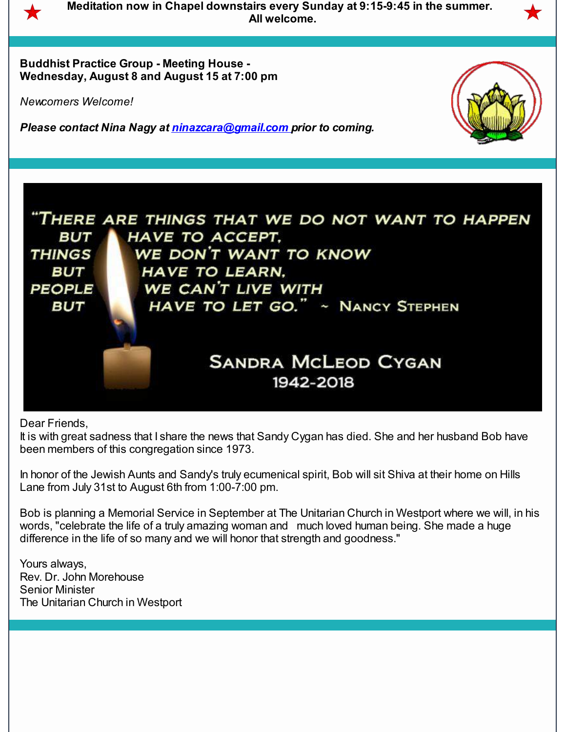**Meditation now in Chapel downstairs every Sunday at 9:15-9:45 in the summer. All welcome.**

---

**Buddhist Practice Group - Meeting House -**
**Wednesday, August 8 and August 15 at 7:00 pm**

*Newcomers Welcome!*

***Please contact Nina Nagy at [ninazcara@gmail.com](mailto:ninazcara@gmail.com) prior to coming.***

---

"There are things that we do not want to happen but have to accept, things we don't want to know but have to learn, people we can't live with but have to let go." ~ Nancy Stephen

Sandra McLeod Cygan
1942-2018

Dear Friends,
It is with great sadness that I share the news that Sandy Cygan has died. She and her husband Bob have been members of this congregation since 1973.

In honor of the Jewish Aunts and Sandy's truly ecumenical spirit, Bob will sit Shiva at their home on Hills Lane from July 31st to August 6th from 1:00-7:00 pm.

Bob is planning a Memorial Service in September at The Unitarian Church in Westport where we will, in his words, "celebrate the life of a truly amazing woman and much loved human being. She made a huge difference in the life of so many and we will honor that strength and goodness."

Yours always,
Rev. Dr. John Morehouse
Senior Minister
The Unitarian Church in Westport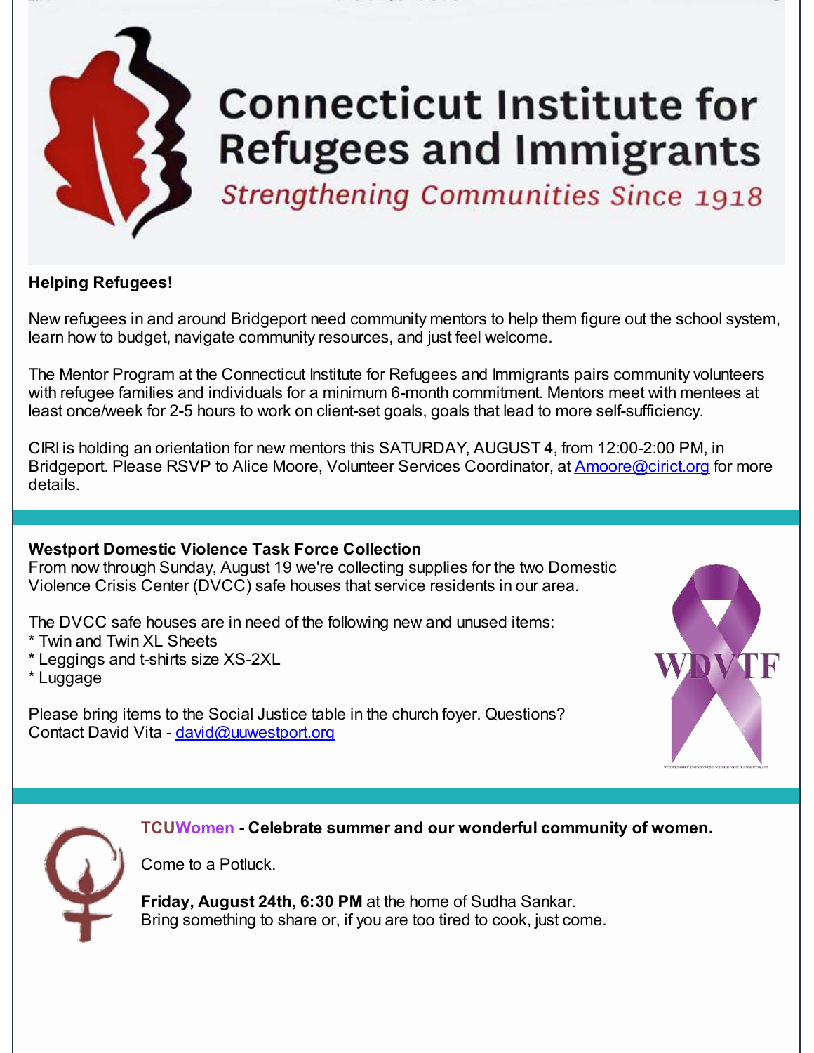# Connecticut Institute for Refugees and Immigrants

*Strengthening Communities Since 1918*

**Helping Refugees!**

New refugees in and around Bridgeport need community mentors to help them figure out the school system, learn how to budget, navigate community resources, and just feel welcome.

The Mentor Program at the Connecticut Institute for Refugees and Immigrants pairs community volunteers with refugee families and individuals for a minimum 6-month commitment. Mentors meet with mentees at least once/week for 2-5 hours to work on client-set goals, goals that lead to more self-sufficiency.

CIRI is holding an orientation for new mentors this SATURDAY, AUGUST 4, from 12:00-2:00 PM, in Bridgeport. Please RSVP to Alice Moore, Volunteer Services Coordinator, at Amoore@cirict.org for more details.

---

**Westport Domestic Violence Task Force Collection**
From now through Sunday, August 19 we're collecting supplies for the two Domestic Violence Crisis Center (DVCC) safe houses that service residents in our area.

The DVCC safe houses are in need of the following new and unused items:
* Twin and Twin XL Sheets
* Leggings and t-shirts size XS-2XL
* Luggage

Please bring items to the Social Justice table in the church foyer. Questions? Contact David Vita - david@uuwestport.org

---

**TCUWomen - Celebrate summer and our wonderful community of women.**

Come to a Potluck.

**Friday, August 24th, 6:30 PM** at the home of Sudha Sankar.
Bring something to share or, if you are too tired to cook, just come.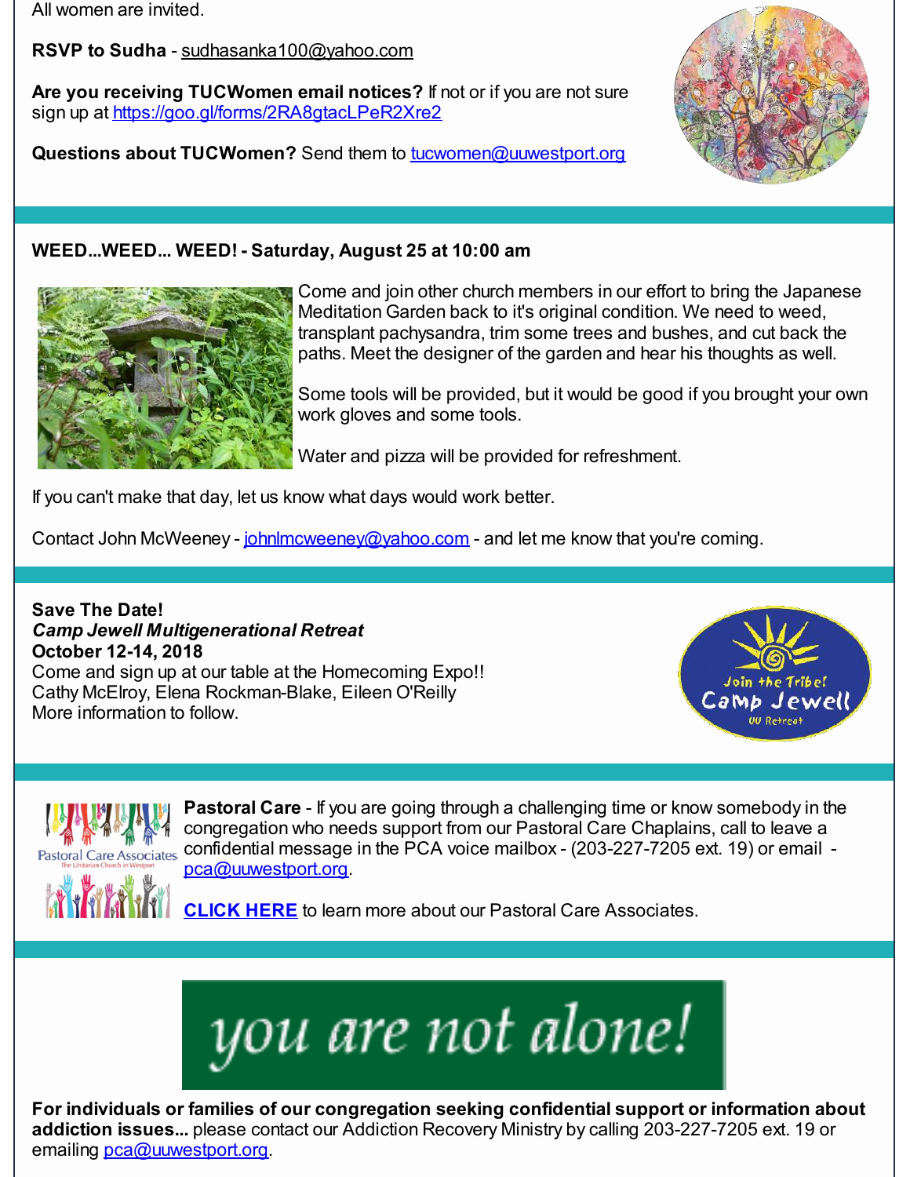All women are invited.

**RSVP to Sudha** - sudhasanka100@yahoo.com

**Are you receiving TUCWomen email notices?** If not or if you are not sure sign up at https://goo.gl/forms/2RA8gtacLPeR2Xre2

**Questions about TUCWomen?** Send them to tucwomen@uuwestport.org

---

**WEED...WEED... WEED! - Saturday, August 25 at 10:00 am**

Come and join other church members in our effort to bring the Japanese Meditation Garden back to it's original condition. We need to weed, transplant pachysandra, trim some trees and bushes, and cut back the paths. Meet the designer of the garden and hear his thoughts as well.

Some tools will be provided, but it would be good if you brought your own work gloves and some tools.

Water and pizza will be provided for refreshment.

If you can't make that day, let us know what days would work better.

Contact John McWeeney - johnlmcweeney@yahoo.com - and let me know that you're coming.

---

**Save The Date!**
***Camp Jewell Multigenerational Retreat***
**October 12-14, 2018**
Come and sign up at our table at the Homecoming Expo!!
Cathy McElroy, Elena Rockman-Blake, Eileen O'Reilly
More information to follow.

---

**Pastoral Care** - If you are going through a challenging time or know somebody in the congregation who needs support from our Pastoral Care Chaplains, call to leave a confidential message in the PCA voice mailbox - (203-227-7205 ext. 19) or email - pca@uuwestport.org.

**CLICK HERE** to learn more about our Pastoral Care Associates.

---

*you are not alone!*

**For individuals or families of our congregation seeking confidential support or information about addiction issues...** please contact our Addiction Recovery Ministry by calling 203-227-7205 ext. 19 or emailing pca@uuwestport.org.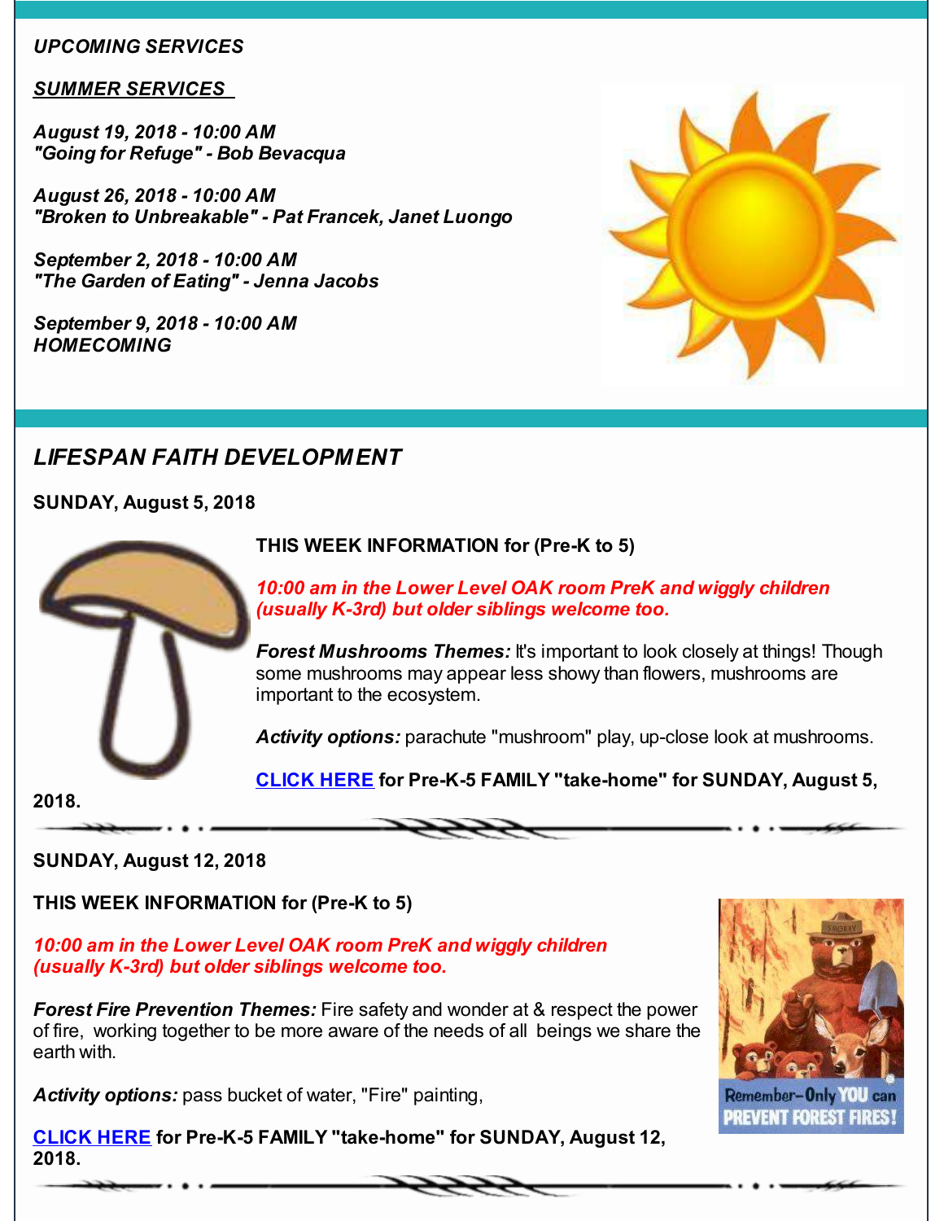***UPCOMING SERVICES***

***SUMMER SERVICES***

***August 19, 2018 - 10:00 AM***
***"Going for Refuge" - Bob Bevacqua***

***August 26, 2018 - 10:00 AM***
***"Broken to Unbreakable" - Pat Francek, Janet Luongo***

***September 2, 2018 - 10:00 AM***
***"The Garden of Eating" - Jenna Jacobs***

***September 9, 2018 - 10:00 AM***
***HOMECOMING***

## *LIFESPAN FAITH DEVELOPMENT*

**SUNDAY, August 5, 2018**

**THIS WEEK INFORMATION for (Pre-K to 5)**

***10:00 am in the Lower Level OAK room PreK and wiggly children (usually K-3rd) but older siblings welcome too.***

***Forest Mushrooms Themes:*** It's important to look closely at things! Though some mushrooms may appear less showy than flowers, mushrooms are important to the ecosystem.

***Activity options:*** parachute "mushroom" play, up-close look at mushrooms.

**CLICK HERE for Pre-K-5 FAMILY "take-home" for SUNDAY, August 5, 2018.**

---

**SUNDAY, August 12, 2018**

**THIS WEEK INFORMATION for (Pre-K to 5)**

***10:00 am in the Lower Level OAK room PreK and wiggly children (usually K-3rd) but older siblings welcome too.***

***Forest Fire Prevention Themes:*** Fire safety and wonder at & respect the power of fire, working together to be more aware of the needs of all beings we share the earth with.

***Activity options:*** pass bucket of water, "Fire" painting,

**CLICK HERE for Pre-K-5 FAMILY "take-home" for SUNDAY, August 12, 2018.**

---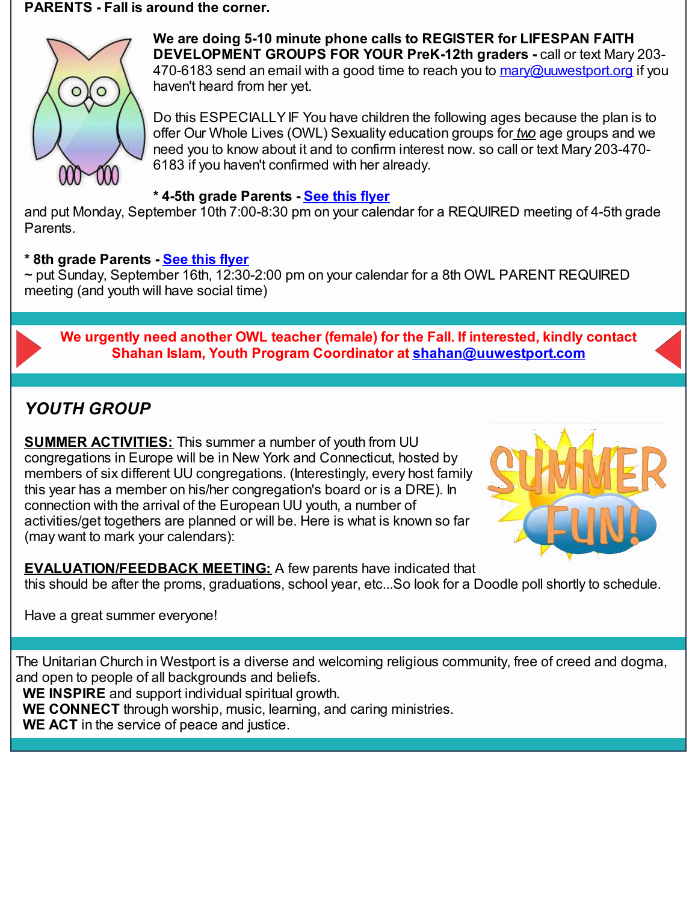**PARENTS - Fall is around the corner.**

**We are doing 5-10 minute phone calls to REGISTER for LIFESPAN FAITH DEVELOPMENT GROUPS FOR YOUR PreK-12th graders -** call or text Mary 203-470-6183 send an email with a good time to reach you to mary@uuwestport.org if you haven't heard from her yet.

Do this ESPECIALLY IF You have children the following ages because the plan is to offer Our Whole Lives (OWL) Sexuality education groups for ***two*** age groups and we need you to know about it and to confirm interest now. so call or text Mary 203-470-6183 if you haven't confirmed with her already.

**\* 4-5th grade Parents - See this flyer**
and put Monday, September 10th 7:00-8:30 pm on your calendar for a REQUIRED meeting of 4-5th grade Parents.

**\* 8th grade Parents - See this flyer**
~ put Sunday, September 16th, 12:30-2:00 pm on your calendar for a 8th OWL PARENT REQUIRED meeting (and youth will have social time)

**We urgently need another OWL teacher (female) for the Fall. If interested, kindly contact Shahan Islam, Youth Program Coordinator at shahan@uuwestport.com**

## *YOUTH GROUP*

**SUMMER ACTIVITIES:** This summer a number of youth from UU congregations in Europe will be in New York and Connecticut, hosted by members of six different UU congregations. (Interestingly, every host family this year has a member on his/her congregation's board or is a DRE). In connection with the arrival of the European UU youth, a number of activities/get togethers are planned or will be. Here is what is known so far (may want to mark your calendars):

**EVALUATION/FEEDBACK MEETING:** A few parents have indicated that this should be after the proms, graduations, school year, etc...So look for a Doodle poll shortly to schedule.

Have a great summer everyone!

The Unitarian Church in Westport is a diverse and welcoming religious community, free of creed and dogma, and open to people of all backgrounds and beliefs.
**WE INSPIRE** and support individual spiritual growth.
**WE CONNECT** through worship, music, learning, and caring ministries.
**WE ACT** in the service of peace and justice.